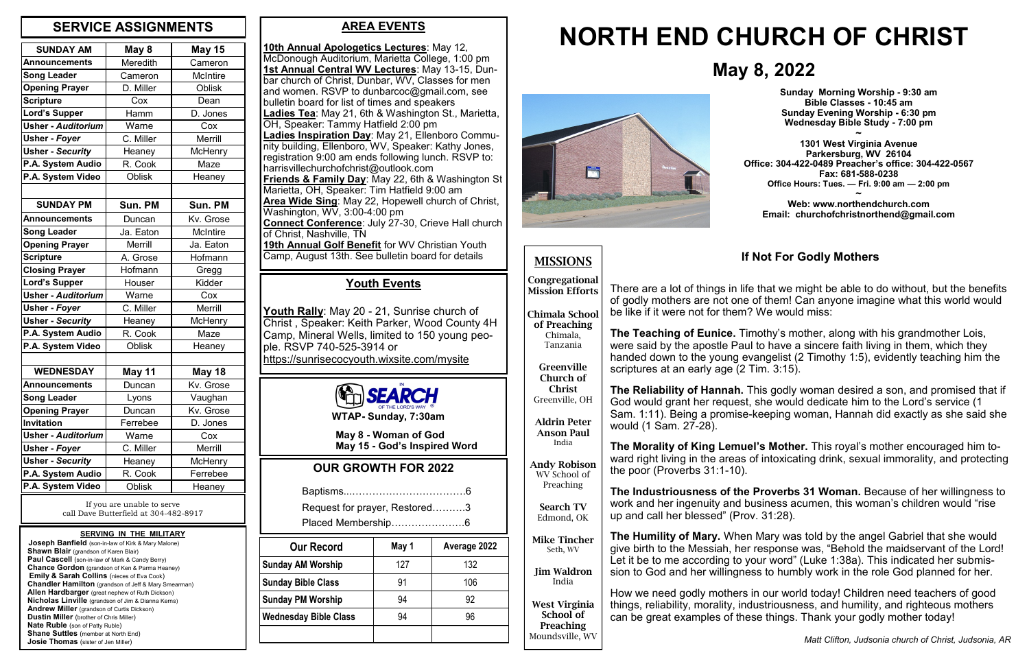# NORTH END CHURCH OF CHRIST

## May 8, 2022

**Sunday Morning Worship - 9:30 am**
**Bible Classes - 10:45 am**
**Sunday Evening Worship - 6:30 pm**
**Wednesday Bible Study - 7:00 pm**

~

**1301 West Virginia Avenue**
**Parkersburg, WV 26104**
**Office: 304-422-0489 Preacher's office: 304-422-0567**
**Fax: 681-588-0238**
**Office Hours: Tues. — Fri. 9:00 am — 2:00 pm**

~

**Web: www.northendchurch.com**
**Email: churchofchristnorthend@gmail.com**

## SERVICE ASSIGNMENTS

| SUNDAY AM | May 8 | May 15 |
|---|---|---|
| Announcements | Meredith | Cameron |
| Song Leader | Cameron | McIntire |
| Opening Prayer | D. Miller | Oblisk |
| Scripture | Cox | Dean |
| Lord's Supper | Hamm | D. Jones |
| Usher - *Auditorium* | Warne | Cox |
| Usher - *Foyer* | C. Miller | Merrill |
| Usher - *Security* | Heaney | McHenry |
| P.A. System Audio | R. Cook | Maze |
| P.A. System Video | Oblisk | Heaney |

| SUNDAY PM | Sun. PM | Sun. PM |
|---|---|---|
| Announcements | Duncan | Kv. Grose |
| Song Leader | Ja. Eaton | McIntire |
| Opening Prayer | Merrill | Ja. Eaton |
| Scripture | A. Grose | Hofmann |
| Closing Prayer | Hofmann | Gregg |
| Lord's Supper | Houser | Kidder |
| Usher - *Auditorium* | Warne | Cox |
| Usher - *Foyer* | C. Miller | Merrill |
| Usher - *Security* | Heaney | McHenry |
| P.A. System Audio | R. Cook | Maze |
| P.A. System Video | Oblisk | Heaney |

| WEDNESDAY | May 11 | May 18 |
|---|---|---|
| Announcements | Duncan | Kv. Grose |
| Song Leader | Lyons | Vaughan |
| Opening Prayer | Duncan | Kv. Grose |
| Invitation | Ferrebee | D. Jones |
| Usher - *Auditorium* | Warne | Cox |
| Usher - *Foyer* | C. Miller | Merrill |
| Usher - *Security* | Heaney | McHenry |
| P.A. System Audio | R. Cook | Ferrebee |
| P.A. System Video | Oblisk | Heaney |

If you are unable to serve call Dave Butterfield at 304-482-8917

### SERVING IN THE MILITARY

**Joseph Banfield** (son-in-law of Kirk & Mary Malone)
**Shawn Blair** (grandson of Karen Blair)
**Paul Cascell** (son-in-law of Mark & Candy Berry)
**Chance Gordon** (grandson of Ken & Parma Heaney)
**Emily & Sarah Collins** (nieces of Eva Cook)
**Chandler Hamilton** (grandson of Jeff & Mary Smearman)
**Allen Hardbarger** (great nephew of Ruth Dickson)
**Nicholas Linville** (grandson of Jim & Dianna Kerns)
**Andrew Miller** (grandson of Curtis Dickson)
**Dustin Miller** (brother of Chris Miller)
**Nate Ruble** (son of Patty Ruble)
**Shane Suttles** (member at North End)
**Josie Thomas** (sister of Jen Miller)

## AREA EVENTS

**10th Annual Apologetics Lectures**: May 12, McDonough Auditorium, Marietta College, 1:00 pm
**1st Annual Central WV Lectures**: May 13-15, Dunbar church of Christ, Dunbar, WV, Classes for men and women. RSVP to dunbarcoc@gmail.com, see bulletin board for list of times and speakers
**Ladies Tea**: May 21, 6th & Washington St., Marietta, OH, Speaker: Tammy Hatfield 2:00 pm
**Ladies Inspiration Day**: May 21, Ellenboro Community building, Ellenboro, WV, Speaker: Kathy Jones, registration 9:00 am ends following lunch. RSVP to: harrisvillechurchofchrist@outlook.com
**Friends & Family Day**: May 22, 6th & Washington St Marietta, OH, Speaker: Tim Hatfield 9:00 am
**Area Wide Sing**: May 22, Hopewell church of Christ, Washington, WV, 3:00-4:00 pm
**Connect Conference**: July 27-30, Crieve Hall church of Christ, Nashville, TN
**19th Annual Golf Benefit** for WV Christian Youth Camp, August 13th. See bulletin board for details

## Youth Events

**Youth Rally**: May 20 - 21, Sunrise church of Christ , Speaker: Keith Parker, Wood County 4H Camp, Mineral Wells, limited to 150 young people. RSVP 740-525-3914 or https://sunrisecocyouth.wixsite.com/mysite

**IN SEARCH OF THE LORD'S WAY**
**WTAP- Sunday, 7:30am**

**May 8 - Woman of God**
**May 15 - God's Inspired Word**

## OUR GROWTH FOR 2022

Baptisms.....................................6
Request for prayer, Restored..........3
Placed Membership......................6

| Our Record | May 1 | Average 2022 |
|---|---|---|
| Sunday AM Worship | 127 | 132 |
| Sunday Bible Class | 91 | 106 |
| Sunday PM Worship | 94 | 92 |
| Wednesday Bible Class | 94 | 96 |

## MISSIONS

**Congregational Mission Efforts**

**Chimala School of Preaching**
Chimala, Tanzania

**Greenville Church of Christ**
Greenville, OH

**Aldrin Peter Anson Paul**
India

**Andy Robison**
WV School of Preaching

**Search TV**
Edmond, OK

**Mike Tincher**
Seth, WV

**Jim Waldron**
India

**West Virginia School of Preaching**
Moundsville, WV

## If Not For Godly Mothers

There are a lot of things in life that we might be able to do without, but the benefits of godly mothers are not one of them! Can anyone imagine what this world would be like if it were not for them? We would miss:

**The Teaching of Eunice.** Timothy's mother, along with his grandmother Lois, were said by the apostle Paul to have a sincere faith living in them, which they handed down to the young evangelist (2 Timothy 1:5), evidently teaching him the scriptures at an early age (2 Tim. 3:15).

**The Reliability of Hannah.** This godly woman desired a son, and promised that if God would grant her request, she would dedicate him to the Lord's service (1 Sam. 1:11). Being a promise-keeping woman, Hannah did exactly as she said she would (1 Sam. 27-28).

**The Morality of King Lemuel's Mother.** This royal's mother encouraged him toward right living in the areas of intoxicating drink, sexual immorality, and protecting the poor (Proverbs 31:1-10).

**The Industriousness of the Proverbs 31 Woman.** Because of her willingness to work and her ingenuity and business acumen, this woman's children would "rise up and call her blessed" (Prov. 31:28).

**The Humility of Mary.** When Mary was told by the angel Gabriel that she would give birth to the Messiah, her response was, "Behold the maidservant of the Lord! Let it be to me according to your word" (Luke 1:38a). This indicated her submission to God and her willingness to humbly work in the role God planned for her.

How we need godly mothers in our world today! Children need teachers of good things, reliability, morality, industriousness, and humility, and righteous mothers can be great examples of these things. Thank your godly mother today!

*Matt Clifton, Judsonia church of Christ, Judsonia, AR*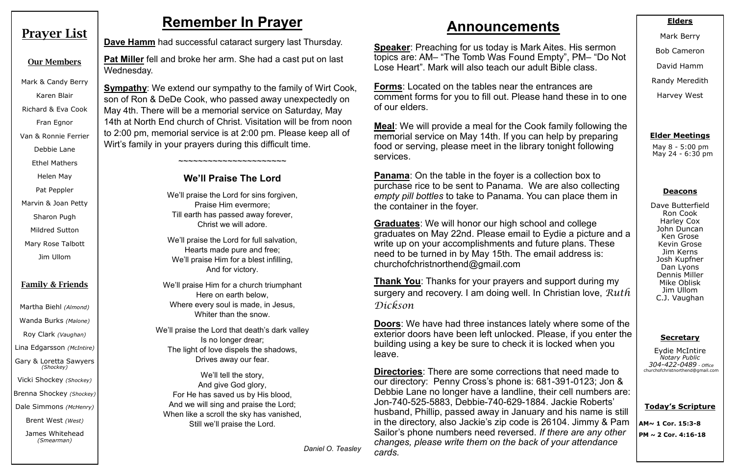# Prayer List

## Our Members

Mark & Candy Berry

Karen Blair

Richard & Eva Cook

Fran Egnor

Van & Ronnie Ferrier

Debbie Lane

Ethel Mathers

Helen May

Pat Peppler

Marvin & Joan Petty

Sharon Pugh

Mildred Sutton

Mary Rose Talbott

Jim Ullom

## Family & Friends

Martha Biehl *(Almond)*

Wanda Burks *(Malone)*

Roy Clark *(Vaughan)*

Lina Edgarsson *(McIntire)*

Gary & Loretta Sawyers *(Shockey)*

Vicki Shockey *(Shockey)*

Brenna Shockey *(Shockey)*

Dale Simmons *(McHenry)*

Brent West *(West)*

James Whitehead *(Smearman)*

# Remember In Prayer

**Dave Hamm** had successful cataract surgery last Thursday.

**Pat Miller** fell and broke her arm. She had a cast put on last Wednesday.

**Sympathy**: We extend our sympathy to the family of Wirt Cook, son of Ron & DeDe Cook, who passed away unexpectedly on May 4th. There will be a memorial service on Saturday, May 14th at North End church of Christ. Visitation will be from noon to 2:00 pm, memorial service is at 2:00 pm. Please keep all of Wirt's family in your prayers during this difficult time.

~~~~~~~~~~~~~~~~~~~~~~

### We'll Praise The Lord

We'll praise the Lord for sins forgiven,
Praise Him evermore;
Till earth has passed away forever,
Christ we will adore.

We'll praise the Lord for full salvation,
Hearts made pure and free;
We'll praise Him for a blest infilling,
And for victory.

We'll praise Him for a church triumphant
Here on earth below,
Where every soul is made, in Jesus,
Whiter than the snow.

We'll praise the Lord that death's dark valley
Is no longer drear;
The light of love dispels the shadows,
Drives away our fear.

We'll tell the story,
And give God glory,
For He has saved us by His blood,
And we will sing and praise the Lord;
When like a scroll the sky has vanished,
Still we'll praise the Lord.

*Daniel O. Teasley*

# Announcements

**Speaker**: Preaching for us today is Mark Aites. His sermon topics are: AM– "The Tomb Was Found Empty", PM– "Do Not Lose Heart". Mark will also teach our adult Bible class.

**Forms**: Located on the tables near the entrances are comment forms for you to fill out. Please hand these in to one of our elders.

**Meal**: We will provide a meal for the Cook family following the memorial service on May 14th. If you can help by preparing food or serving, please meet in the library tonight following services.

**Panama**: On the table in the foyer is a collection box to purchase rice to be sent to Panama. We are also collecting *empty pill bottles* to take to Panama. You can place them in the container in the foyer.

**Graduates**: We will honor our high school and college graduates on May 22nd. Please email to Eydie a picture and a write up on your accomplishments and future plans. These need to be turned in by May 15th. The email address is: churchofchristnorthend@gmail.com

**Thank You**: Thanks for your prayers and support during my surgery and recovery. I am doing well. In Christian love, *Ruth Dickson*

**Doors**: We have had three instances lately where some of the exterior doors have been left unlocked. Please, if you enter the building using a key be sure to check it is locked when you leave.

**Directories**: There are some corrections that need made to our directory: Penny Cross's phone is: 681-391-0123; Jon & Debbie Lane no longer have a landline, their cell numbers are: Jon-740-525-5883, Debbie-740-629-1884. Jackie Roberts' husband, Phillip, passed away in January and his name is still in the directory, also Jackie's zip code is 26104. Jimmy & Pam Sailor's phone numbers need reversed. *If there are any other changes, please write them on the back of your attendance cards.*

**Elders**

Mark Berry

Bob Cameron

David Hamm

Randy Meredith

Harvey West

**Elder Meetings**

May 8 - 5:00 pm
May 24 - 6:30 pm

**Deacons**

Dave Butterfield
Ron Cook
Harley Cox
John Duncan
Ken Grose
Kevin Grose
Jim Kerns
Josh Kupfner
Dan Lyons
Dennis Miller
Mike Oblisk
Jim Ullom
C.J. Vaughan

**Secretary**

Eydie McIntire
*Notary Public*
*304-422-0489* - *Office*
churchofchristnorthend@gmail.com

**Today's Scripture**

**AM~ 1 Cor. 15:3-8**

**PM ~ 2 Cor. 4:16-18**